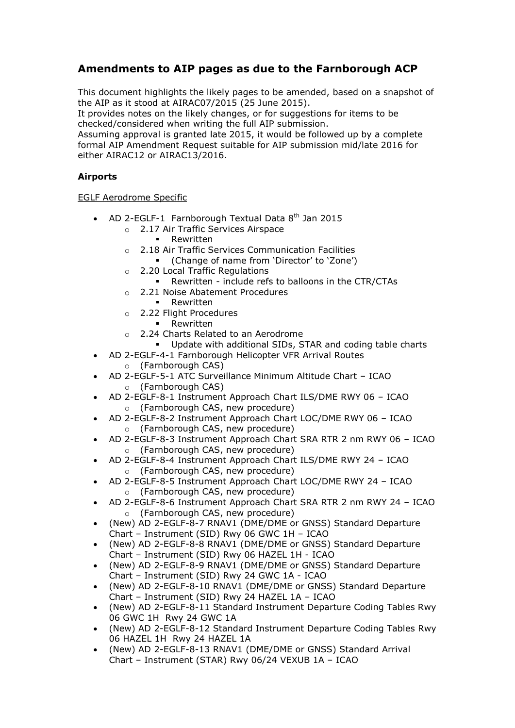## Amendments to AIP pages as due to the Farnborough ACP

This document highlights the likely pages to be amended, based on a snapshot of the AIP as it stood at AIRAC07/2015 (25 June 2015).
It provides notes on the likely changes, or for suggestions for items to be checked/considered when writing the full AIP submission.
Assuming approval is granted late 2015, it would be followed up by a complete formal AIP Amendment Request suitable for AIP submission mid/late 2016 for either AIRAC12 or AIRAC13/2016.

### Airports

<u>EGLF Aerodrome Specific</u>

- AD 2-EGLF-1 Farnborough Textual Data 8th Jan 2015
  - 2.17 Air Traffic Services Airspace
    - Rewritten
  - 2.18 Air Traffic Services Communication Facilities
    - (Change of name from 'Director' to 'Zone')
  - 2.20 Local Traffic Regulations
    - Rewritten - include refs to balloons in the CTR/CTAs
  - 2.21 Noise Abatement Procedures
    - Rewritten
  - 2.22 Flight Procedures
    - Rewritten
  - 2.24 Charts Related to an Aerodrome
    - Update with additional SIDs, STAR and coding table charts
- AD 2-EGLF-4-1 Farnborough Helicopter VFR Arrival Routes
  - (Farnborough CAS)
- AD 2-EGLF-5-1 ATC Surveillance Minimum Altitude Chart – ICAO
  - (Farnborough CAS)
- AD 2-EGLF-8-1 Instrument Approach Chart ILS/DME RWY 06 – ICAO
  - (Farnborough CAS, new procedure)
- AD 2-EGLF-8-2 Instrument Approach Chart LOC/DME RWY 06 – ICAO
  - (Farnborough CAS, new procedure)
- AD 2-EGLF-8-3 Instrument Approach Chart SRA RTR 2 nm RWY 06 – ICAO
  - (Farnborough CAS, new procedure)
- AD 2-EGLF-8-4 Instrument Approach Chart ILS/DME RWY 24 – ICAO
  - (Farnborough CAS, new procedure)
- AD 2-EGLF-8-5 Instrument Approach Chart LOC/DME RWY 24 – ICAO
  - (Farnborough CAS, new procedure)
- AD 2-EGLF-8-6 Instrument Approach Chart SRA RTR 2 nm RWY 24 – ICAO
  - (Farnborough CAS, new procedure)
- (New) AD 2-EGLF-8-7 RNAV1 (DME/DME or GNSS) Standard Departure Chart – Instrument (SID) Rwy 06 GWC 1H – ICAO
- (New) AD 2-EGLF-8-8 RNAV1 (DME/DME or GNSS) Standard Departure Chart – Instrument (SID) Rwy 06 HAZEL 1H - ICAO
- (New) AD 2-EGLF-8-9 RNAV1 (DME/DME or GNSS) Standard Departure Chart – Instrument (SID) Rwy 24 GWC 1A - ICAO
- (New) AD 2-EGLF-8-10 RNAV1 (DME/DME or GNSS) Standard Departure Chart – Instrument (SID) Rwy 24 HAZEL 1A – ICAO
- (New) AD 2-EGLF-8-11 Standard Instrument Departure Coding Tables Rwy 06 GWC 1H Rwy 24 GWC 1A
- (New) AD 2-EGLF-8-12 Standard Instrument Departure Coding Tables Rwy 06 HAZEL 1H Rwy 24 HAZEL 1A
- (New) AD 2-EGLF-8-13 RNAV1 (DME/DME or GNSS) Standard Arrival Chart – Instrument (STAR) Rwy 06/24 VEXUB 1A – ICAO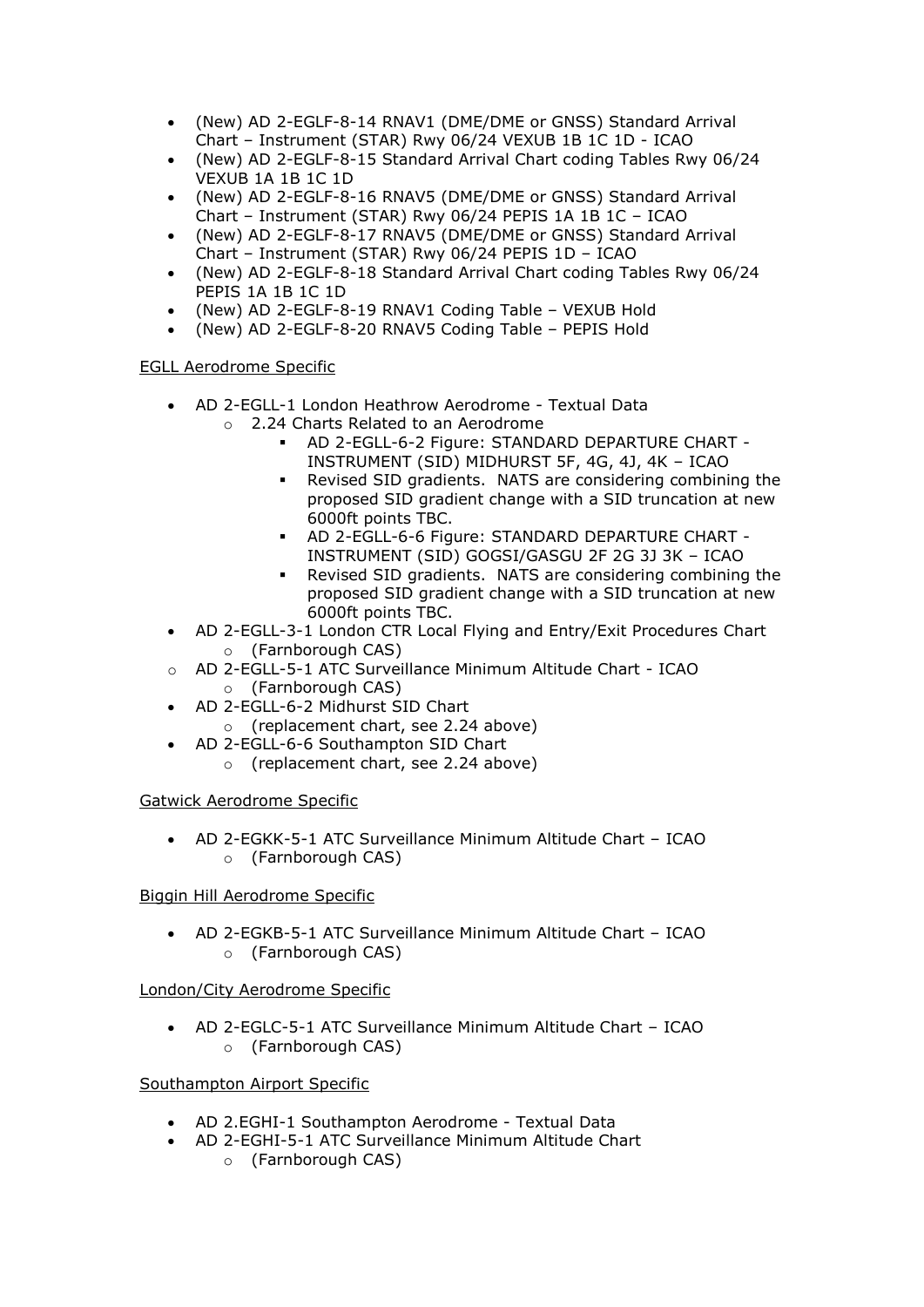- (New) AD 2-EGLF-8-14 RNAV1 (DME/DME or GNSS) Standard Arrival Chart – Instrument (STAR) Rwy 06/24 VEXUB 1B 1C 1D - ICAO
- (New) AD 2-EGLF-8-15 Standard Arrival Chart coding Tables Rwy 06/24 VEXUB 1A 1B 1C 1D
- (New) AD 2-EGLF-8-16 RNAV5 (DME/DME or GNSS) Standard Arrival Chart – Instrument (STAR) Rwy 06/24 PEPIS 1A 1B 1C – ICAO
- (New) AD 2-EGLF-8-17 RNAV5 (DME/DME or GNSS) Standard Arrival Chart – Instrument (STAR) Rwy 06/24 PEPIS 1D – ICAO
- (New) AD 2-EGLF-8-18 Standard Arrival Chart coding Tables Rwy 06/24 PEPIS 1A 1B 1C 1D
- (New) AD 2-EGLF-8-19 RNAV1 Coding Table – VEXUB Hold
- (New) AD 2-EGLF-8-20 RNAV5 Coding Table – PEPIS Hold

<u>EGLL Aerodrome Specific</u>

- AD 2-EGLL-1 London Heathrow Aerodrome - Textual Data
    - 2.24 Charts Related to an Aerodrome
        - AD 2-EGLL-6-2 Figure: STANDARD DEPARTURE CHART - INSTRUMENT (SID) MIDHURST 5F, 4G, 4J, 4K – ICAO
        - Revised SID gradients. NATS are considering combining the proposed SID gradient change with a SID truncation at new 6000ft points TBC.
        - AD 2-EGLL-6-6 Figure: STANDARD DEPARTURE CHART - INSTRUMENT (SID) GOGSI/GASGU 2F 2G 3J 3K – ICAO
        - Revised SID gradients. NATS are considering combining the proposed SID gradient change with a SID truncation at new 6000ft points TBC.
- AD 2-EGLL-3-1 London CTR Local Flying and Entry/Exit Procedures Chart
    - (Farnborough CAS)
- AD 2-EGLL-5-1 ATC Surveillance Minimum Altitude Chart - ICAO
    - (Farnborough CAS)
- AD 2-EGLL-6-2 Midhurst SID Chart
    - (replacement chart, see 2.24 above)
- AD 2-EGLL-6-6 Southampton SID Chart
    - (replacement chart, see 2.24 above)

<u>Gatwick Aerodrome Specific</u>

- AD 2-EGKK-5-1 ATC Surveillance Minimum Altitude Chart – ICAO
    - (Farnborough CAS)

<u>Biggin Hill Aerodrome Specific</u>

- AD 2-EGKB-5-1 ATC Surveillance Minimum Altitude Chart – ICAO
    - (Farnborough CAS)

<u>London/City Aerodrome Specific</u>

- AD 2-EGLC-5-1 ATC Surveillance Minimum Altitude Chart – ICAO
    - (Farnborough CAS)

<u>Southampton Airport Specific</u>

- AD 2.EGHI-1 Southampton Aerodrome - Textual Data
- AD 2-EGHI-5-1 ATC Surveillance Minimum Altitude Chart
    - (Farnborough CAS)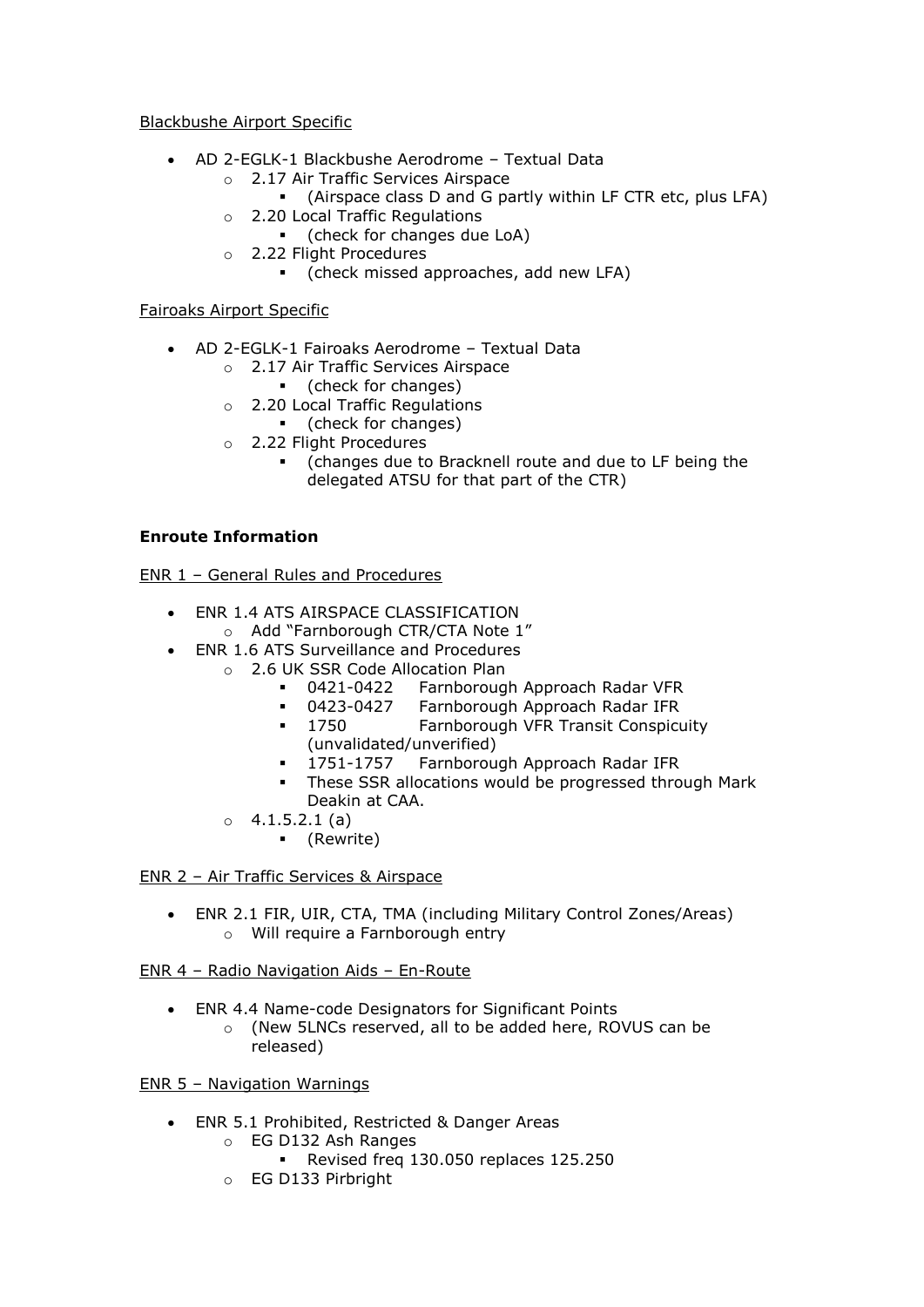Blackbushe Airport Specific

- AD 2-EGLK-1 Blackbushe Aerodrome – Textual Data
  - 2.17 Air Traffic Services Airspace
    - (Airspace class D and G partly within LF CTR etc, plus LFA)
  - 2.20 Local Traffic Regulations
    - (check for changes due LoA)
  - 2.22 Flight Procedures
    - (check missed approaches, add new LFA)

Fairoaks Airport Specific

- AD 2-EGLK-1 Fairoaks Aerodrome – Textual Data
  - 2.17 Air Traffic Services Airspace
    - (check for changes)
  - 2.20 Local Traffic Regulations
    - (check for changes)
  - 2.22 Flight Procedures
    - (changes due to Bracknell route and due to LF being the delegated ATSU for that part of the CTR)

**Enroute Information**

ENR 1 – General Rules and Procedures

- ENR 1.4 ATS AIRSPACE CLASSIFICATION
  - Add "Farnborough CTR/CTA Note 1"
- ENR 1.6 ATS Surveillance and Procedures
  - 2.6 UK SSR Code Allocation Plan
    - 0421-0422 Farnborough Approach Radar VFR
    - 0423-0427 Farnborough Approach Radar IFR
    - 1750 Farnborough VFR Transit Conspicuity (unvalidated/unverified)
    - 1751-1757 Farnborough Approach Radar IFR
    - These SSR allocations would be progressed through Mark Deakin at CAA.
  - 4.1.5.2.1 (a)
    - (Rewrite)

ENR 2 – Air Traffic Services & Airspace

- ENR 2.1 FIR, UIR, CTA, TMA (including Military Control Zones/Areas)
  - Will require a Farnborough entry

ENR 4 – Radio Navigation Aids – En-Route

- ENR 4.4 Name-code Designators for Significant Points
  - (New 5LNCs reserved, all to be added here, ROVUS can be released)

ENR 5 – Navigation Warnings

- ENR 5.1 Prohibited, Restricted & Danger Areas
  - EG D132 Ash Ranges
    - Revised freq 130.050 replaces 125.250
  - EG D133 Pirbright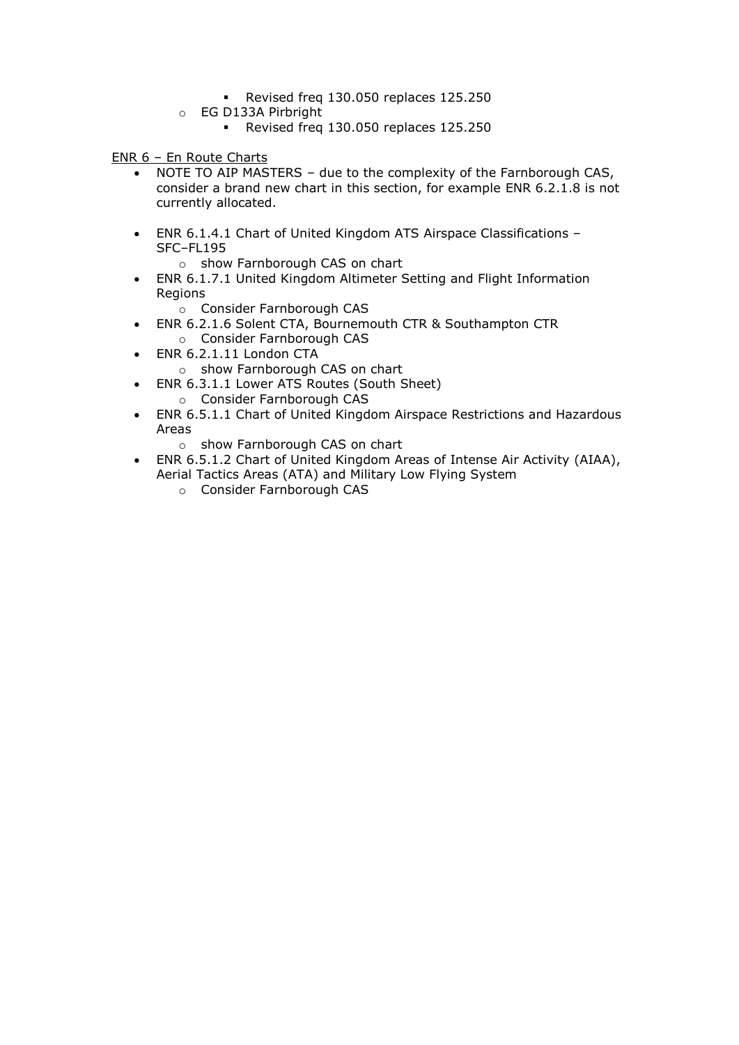- Revised freq 130.050 replaces 125.250
    - EG D133A Pirbright
        - Revised freq 130.050 replaces 125.250

ENR 6 – En Route Charts

- NOTE TO AIP MASTERS – due to the complexity of the Farnborough CAS, consider a brand new chart in this section, for example ENR 6.2.1.8 is not currently allocated.

- ENR 6.1.4.1 Chart of United Kingdom ATS Airspace Classifications – SFC–FL195
    - show Farnborough CAS on chart
- ENR 6.1.7.1 United Kingdom Altimeter Setting and Flight Information Regions
    - Consider Farnborough CAS
- ENR 6.2.1.6 Solent CTA, Bournemouth CTR & Southampton CTR
    - Consider Farnborough CAS
- ENR 6.2.1.11 London CTA
    - show Farnborough CAS on chart
- ENR 6.3.1.1 Lower ATS Routes (South Sheet)
    - Consider Farnborough CAS
- ENR 6.5.1.1 Chart of United Kingdom Airspace Restrictions and Hazardous Areas
    - show Farnborough CAS on chart
- ENR 6.5.1.2 Chart of United Kingdom Areas of Intense Air Activity (AIAA), Aerial Tactics Areas (ATA) and Military Low Flying System
    - Consider Farnborough CAS